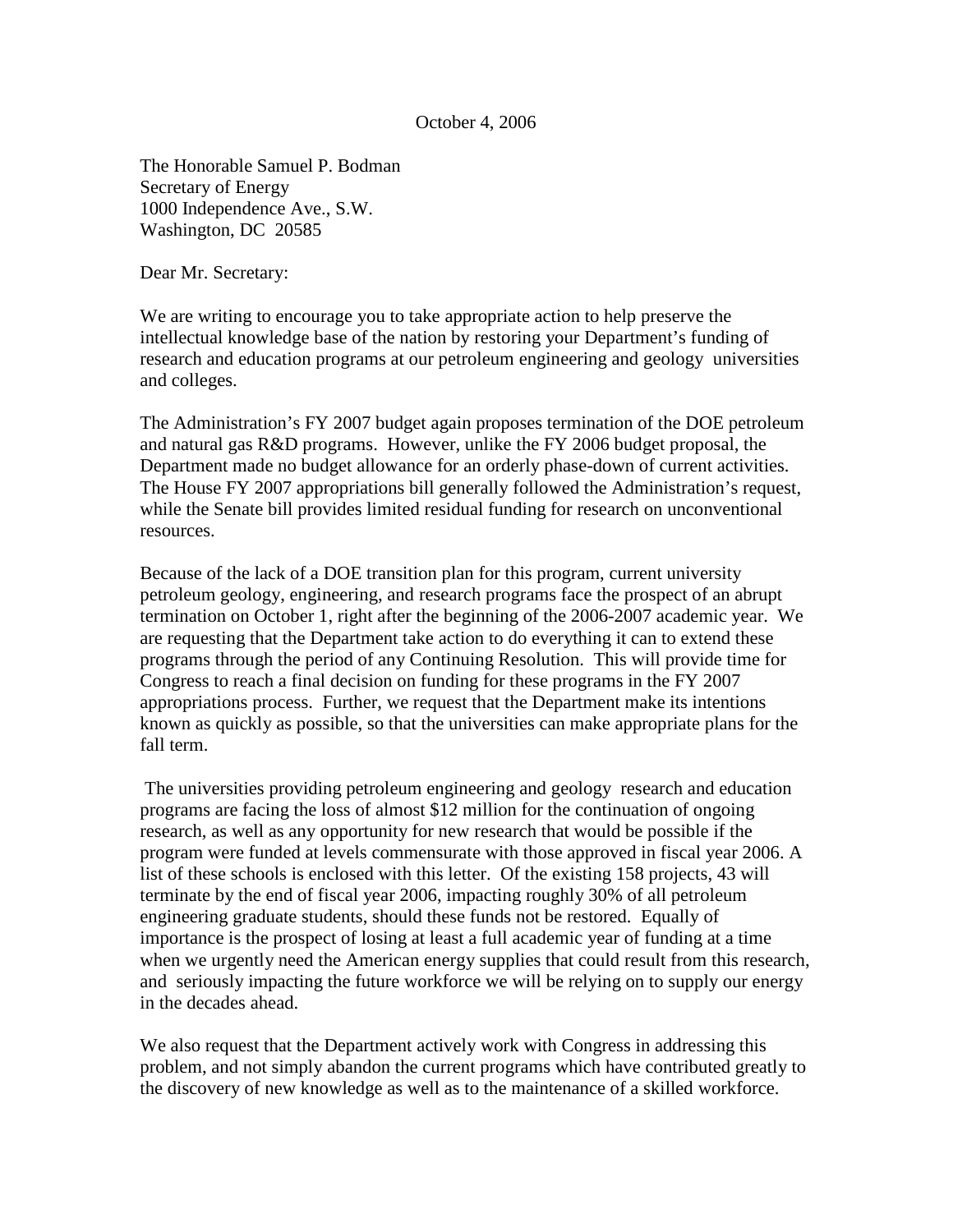October 4, 2006

The Honorable Samuel P. Bodman
Secretary of Energy
1000 Independence Ave., S.W.
Washington, DC 20585

Dear Mr. Secretary:

We are writing to encourage you to take appropriate action to help preserve the intellectual knowledge base of the nation by restoring your Department's funding of research and education programs at our petroleum engineering and geology universities and colleges.

The Administration's FY 2007 budget again proposes termination of the DOE petroleum and natural gas R&D programs. However, unlike the FY 2006 budget proposal, the Department made no budget allowance for an orderly phase-down of current activities. The House FY 2007 appropriations bill generally followed the Administration's request, while the Senate bill provides limited residual funding for research on unconventional resources.

Because of the lack of a DOE transition plan for this program, current university petroleum geology, engineering, and research programs face the prospect of an abrupt termination on October 1, right after the beginning of the 2006-2007 academic year. We are requesting that the Department take action to do everything it can to extend these programs through the period of any Continuing Resolution. This will provide time for Congress to reach a final decision on funding for these programs in the FY 2007 appropriations process. Further, we request that the Department make its intentions known as quickly as possible, so that the universities can make appropriate plans for the fall term.

The universities providing petroleum engineering and geology research and education programs are facing the loss of almost $12 million for the continuation of ongoing research, as well as any opportunity for new research that would be possible if the program were funded at levels commensurate with those approved in fiscal year 2006. A list of these schools is enclosed with this letter. Of the existing 158 projects, 43 will terminate by the end of fiscal year 2006, impacting roughly 30% of all petroleum engineering graduate students, should these funds not be restored. Equally of importance is the prospect of losing at least a full academic year of funding at a time when we urgently need the American energy supplies that could result from this research, and seriously impacting the future workforce we will be relying on to supply our energy in the decades ahead.

We also request that the Department actively work with Congress in addressing this problem, and not simply abandon the current programs which have contributed greatly to the discovery of new knowledge as well as to the maintenance of a skilled workforce.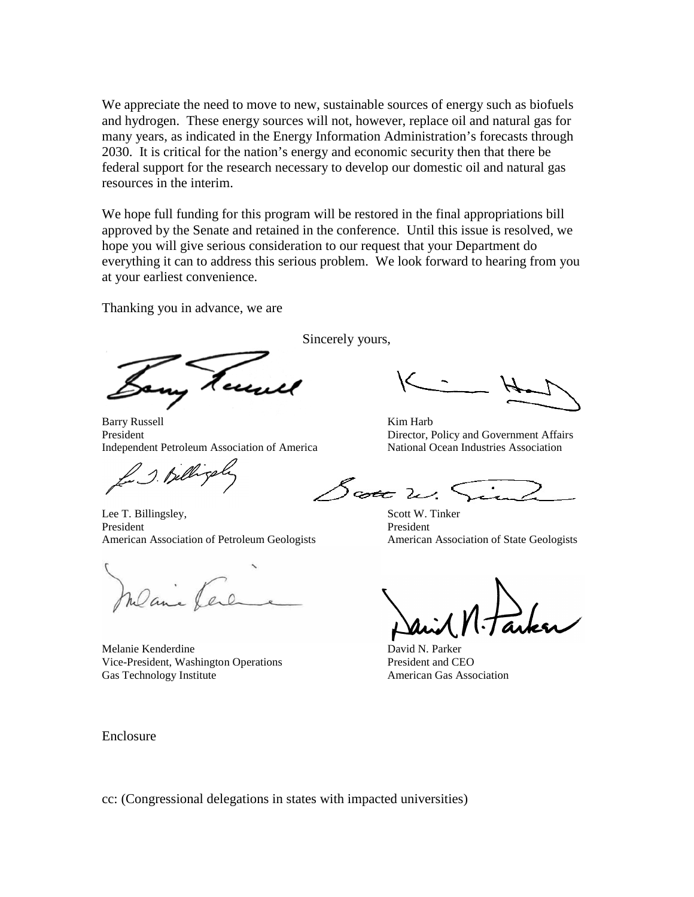We appreciate the need to move to new, sustainable sources of energy such as biofuels and hydrogen. These energy sources will not, however, replace oil and natural gas for many years, as indicated in the Energy Information Administration's forecasts through 2030. It is critical for the nation's energy and economic security then that there be federal support for the research necessary to develop our domestic oil and natural gas resources in the interim.

We hope full funding for this program will be restored in the final appropriations bill approved by the Senate and retained in the conference. Until this issue is resolved, we hope you will give serious consideration to our request that your Department do everything it can to address this serious problem. We look forward to hearing from you at your earliest convenience.

Thanking you in advance, we are

Sincerely yours,

Barry Russell
President
Independent Petroleum Association of America

Kim Harb
Director, Policy and Government Affairs
National Ocean Industries Association

Lee T. Billingsley,
President
American Association of Petroleum Geologists

Scott W. Tinker
President
American Association of State Geologists

Melanie Kenderdine
Vice-President, Washington Operations
Gas Technology Institute

David N. Parker
President and CEO
American Gas Association

Enclosure

cc: (Congressional delegations in states with impacted universities)